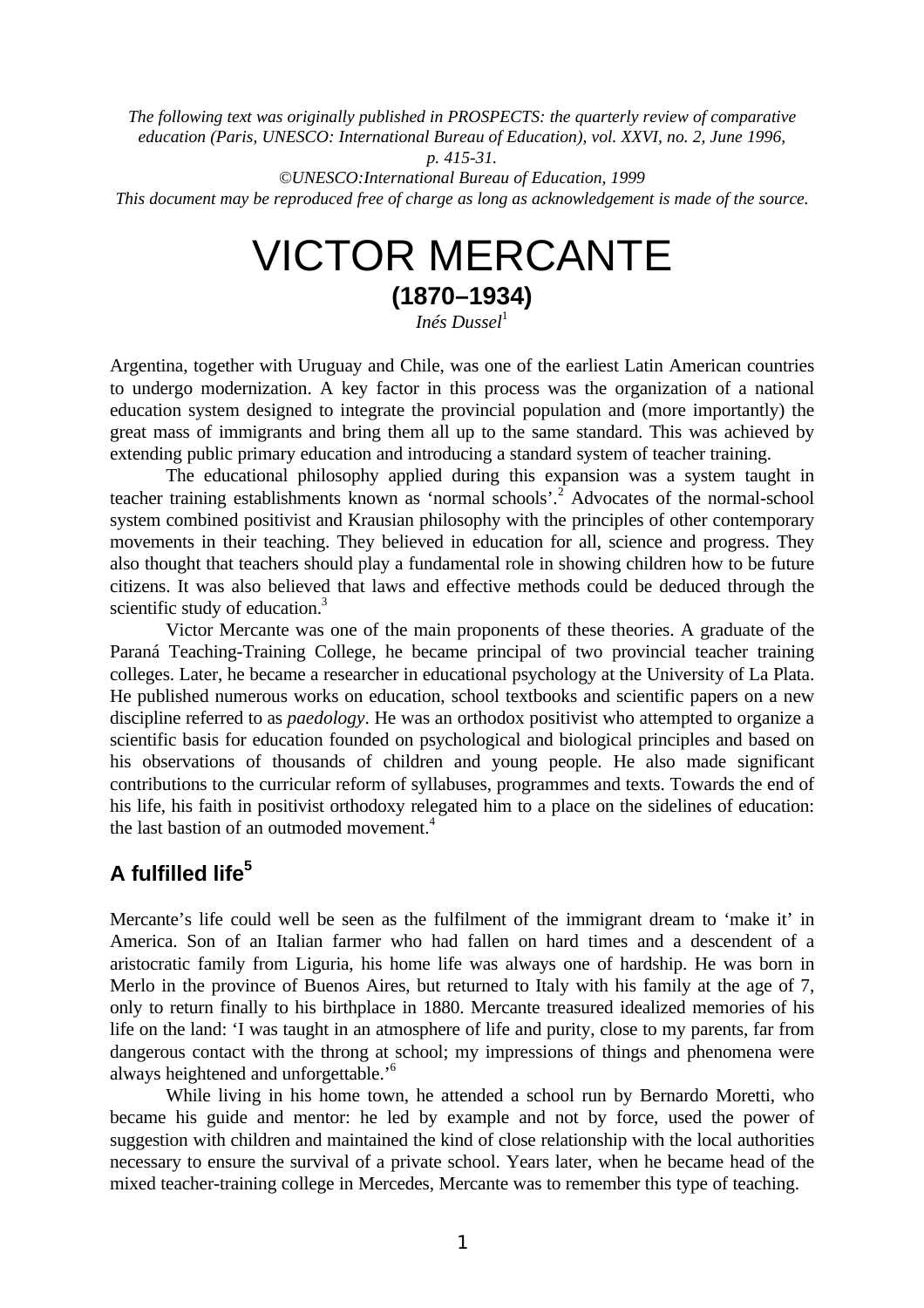*The following text was originally published in PROSPECTS: the quarterly review of comparative education (Paris, UNESCO: International Bureau of Education), vol. XXVI, no. 2, June 1996, p. 415-31.*

*©UNESCO:International Bureau of Education, 1999*

*This document may be reproduced free of charge as long as acknowledgement is made of the source.*

# VICTOR MERCANTE

## (1870–1934)

*Inés Dussel*[1]

Argentina, together with Uruguay and Chile, was one of the earliest Latin American countries to undergo modernization. A key factor in this process was the organization of a national education system designed to integrate the provincial population and (more importantly) the great mass of immigrants and bring them all up to the same standard. This was achieved by extending public primary education and introducing a standard system of teacher training.

The educational philosophy applied during this expansion was a system taught in teacher training establishments known as 'normal schools'.[2] Advocates of the normal-school system combined positivist and Krausian philosophy with the principles of other contemporary movements in their teaching. They believed in education for all, science and progress. They also thought that teachers should play a fundamental role in showing children how to be future citizens. It was also believed that laws and effective methods could be deduced through the scientific study of education.[3]

Victor Mercante was one of the main proponents of these theories. A graduate of the Paraná Teaching-Training College, he became principal of two provincial teacher training colleges. Later, he became a researcher in educational psychology at the University of La Plata. He published numerous works on education, school textbooks and scientific papers on a new discipline referred to as *paedology*. He was an orthodox positivist who attempted to organize a scientific basis for education founded on psychological and biological principles and based on his observations of thousands of children and young people. He also made significant contributions to the curricular reform of syllabuses, programmes and texts. Towards the end of his life, his faith in positivist orthodoxy relegated him to a place on the sidelines of education: the last bastion of an outmoded movement.[4]

## A fulfilled life[5]

Mercante's life could well be seen as the fulfilment of the immigrant dream to 'make it' in America. Son of an Italian farmer who had fallen on hard times and a descendent of a aristocratic family from Liguria, his home life was always one of hardship. He was born in Merlo in the province of Buenos Aires, but returned to Italy with his family at the age of 7, only to return finally to his birthplace in 1880. Mercante treasured idealized memories of his life on the land: 'I was taught in an atmosphere of life and purity, close to my parents, far from dangerous contact with the throng at school; my impressions of things and phenomena were always heightened and unforgettable.'[6]

While living in his home town, he attended a school run by Bernardo Moretti, who became his guide and mentor: he led by example and not by force, used the power of suggestion with children and maintained the kind of close relationship with the local authorities necessary to ensure the survival of a private school. Years later, when he became head of the mixed teacher-training college in Mercedes, Mercante was to remember this type of teaching.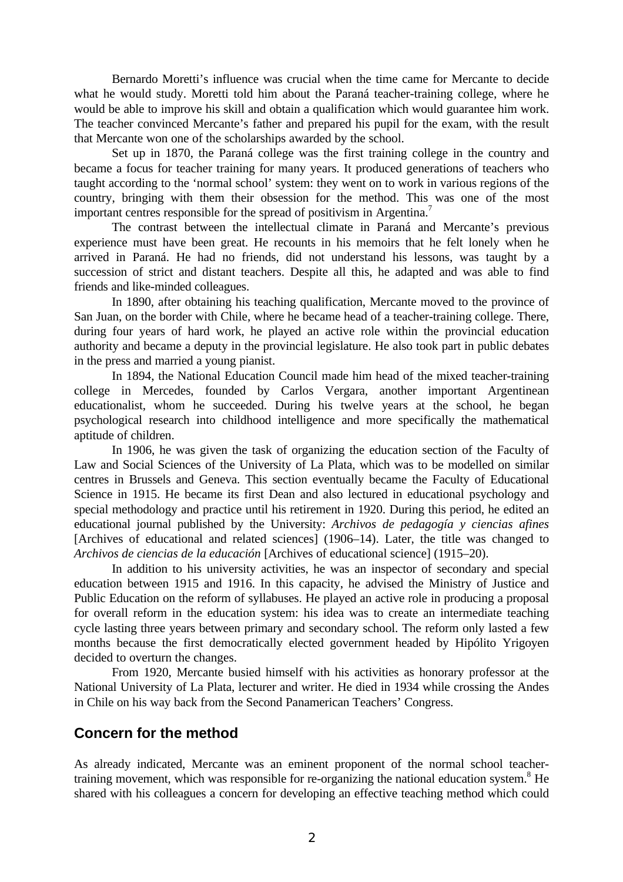Bernardo Moretti's influence was crucial when the time came for Mercante to decide what he would study. Moretti told him about the Paraná teacher-training college, where he would be able to improve his skill and obtain a qualification which would guarantee him work. The teacher convinced Mercante's father and prepared his pupil for the exam, with the result that Mercante won one of the scholarships awarded by the school.

Set up in 1870, the Paraná college was the first training college in the country and became a focus for teacher training for many years. It produced generations of teachers who taught according to the 'normal school' system: they went on to work in various regions of the country, bringing with them their obsession for the method. This was one of the most important centres responsible for the spread of positivism in Argentina.[7]

The contrast between the intellectual climate in Paraná and Mercante's previous experience must have been great. He recounts in his memoirs that he felt lonely when he arrived in Paraná. He had no friends, did not understand his lessons, was taught by a succession of strict and distant teachers. Despite all this, he adapted and was able to find friends and like-minded colleagues.

In 1890, after obtaining his teaching qualification, Mercante moved to the province of San Juan, on the border with Chile, where he became head of a teacher-training college. There, during four years of hard work, he played an active role within the provincial education authority and became a deputy in the provincial legislature. He also took part in public debates in the press and married a young pianist.

In 1894, the National Education Council made him head of the mixed teacher-training college in Mercedes, founded by Carlos Vergara, another important Argentinean educationalist, whom he succeeded. During his twelve years at the school, he began psychological research into childhood intelligence and more specifically the mathematical aptitude of children.

In 1906, he was given the task of organizing the education section of the Faculty of Law and Social Sciences of the University of La Plata, which was to be modelled on similar centres in Brussels and Geneva. This section eventually became the Faculty of Educational Science in 1915. He became its first Dean and also lectured in educational psychology and special methodology and practice until his retirement in 1920. During this period, he edited an educational journal published by the University: *Archivos de pedagogía y ciencias afines* [Archives of educational and related sciences] (1906–14). Later, the title was changed to *Archivos de ciencias de la educación* [Archives of educational science] (1915–20).

In addition to his university activities, he was an inspector of secondary and special education between 1915 and 1916. In this capacity, he advised the Ministry of Justice and Public Education on the reform of syllabuses. He played an active role in producing a proposal for overall reform in the education system: his idea was to create an intermediate teaching cycle lasting three years between primary and secondary school. The reform only lasted a few months because the first democratically elected government headed by Hipólito Yrigoyen decided to overturn the changes.

From 1920, Mercante busied himself with his activities as honorary professor at the National University of La Plata, lecturer and writer. He died in 1934 while crossing the Andes in Chile on his way back from the Second Panamerican Teachers' Congress.

## Concern for the method

As already indicated, Mercante was an eminent proponent of the normal school teacher-training movement, which was responsible for re-organizing the national education system.[8] He shared with his colleagues a concern for developing an effective teaching method which could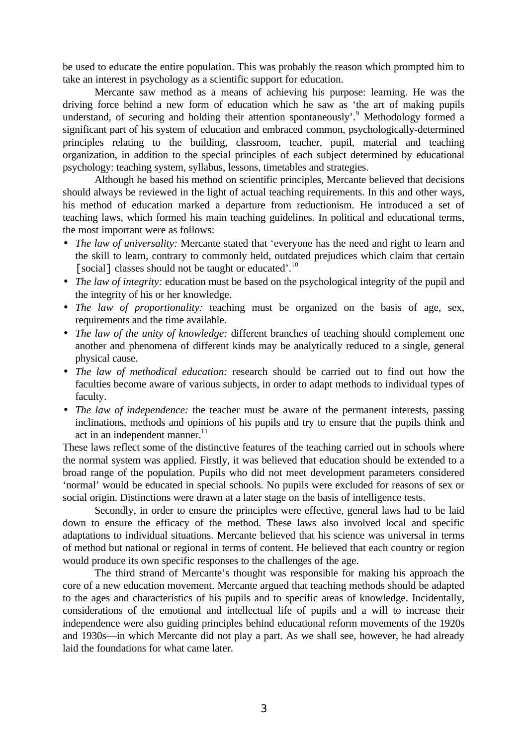be used to educate the entire population. This was probably the reason which prompted him to take an interest in psychology as a scientific support for education.

Mercante saw method as a means of achieving his purpose: learning. He was the driving force behind a new form of education which he saw as 'the art of making pupils understand, of securing and holding their attention spontaneously'.[9] Methodology formed a significant part of his system of education and embraced common, psychologically-determined principles relating to the building, classroom, teacher, pupil, material and teaching organization, in addition to the special principles of each subject determined by educational psychology: teaching system, syllabus, lessons, timetables and strategies.

Although he based his method on scientific principles, Mercante believed that decisions should always be reviewed in the light of actual teaching requirements. In this and other ways, his method of education marked a departure from reductionism. He introduced a set of teaching laws, which formed his main teaching guidelines. In political and educational terms, the most important were as follows:

- *The law of universality:* Mercante stated that 'everyone has the need and right to learn and the skill to learn, contrary to commonly held, outdated prejudices which claim that certain [social] classes should not be taught or educated'.[10]
- *The law of integrity:* education must be based on the psychological integrity of the pupil and the integrity of his or her knowledge.
- *The law of proportionality:* teaching must be organized on the basis of age, sex, requirements and the time available.
- *The law of the unity of knowledge:* different branches of teaching should complement one another and phenomena of different kinds may be analytically reduced to a single, general physical cause.
- *The law of methodical education:* research should be carried out to find out how the faculties become aware of various subjects, in order to adapt methods to individual types of faculty.
- *The law of independence:* the teacher must be aware of the permanent interests, passing inclinations, methods and opinions of his pupils and try to ensure that the pupils think and act in an independent manner.[11]

These laws reflect some of the distinctive features of the teaching carried out in schools where the normal system was applied. Firstly, it was believed that education should be extended to a broad range of the population. Pupils who did not meet development parameters considered 'normal' would be educated in special schools. No pupils were excluded for reasons of sex or social origin. Distinctions were drawn at a later stage on the basis of intelligence tests.

Secondly, in order to ensure the principles were effective, general laws had to be laid down to ensure the efficacy of the method. These laws also involved local and specific adaptations to individual situations. Mercante believed that his science was universal in terms of method but national or regional in terms of content. He believed that each country or region would produce its own specific responses to the challenges of the age.

The third strand of Mercante's thought was responsible for making his approach the core of a new education movement. Mercante argued that teaching methods should be adapted to the ages and characteristics of his pupils and to specific areas of knowledge. Incidentally, considerations of the emotional and intellectual life of pupils and a will to increase their independence were also guiding principles behind educational reform movements of the 1920s and 1930s—in which Mercante did not play a part. As we shall see, however, he had already laid the foundations for what came later.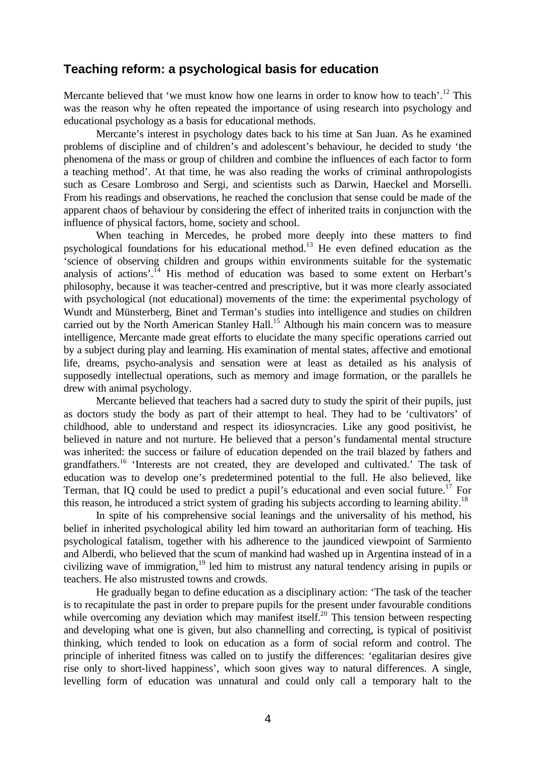## Teaching reform: a psychological basis for education

Mercante believed that 'we must know how one learns in order to know how to teach'.[12] This was the reason why he often repeated the importance of using research into psychology and educational psychology as a basis for educational methods.

Mercante's interest in psychology dates back to his time at San Juan. As he examined problems of discipline and of children's and adolescent's behaviour, he decided to study 'the phenomena of the mass or group of children and combine the influences of each factor to form a teaching method'. At that time, he was also reading the works of criminal anthropologists such as Cesare Lombroso and Sergi, and scientists such as Darwin, Haeckel and Morselli. From his readings and observations, he reached the conclusion that sense could be made of the apparent chaos of behaviour by considering the effect of inherited traits in conjunction with the influence of physical factors, home, society and school.

When teaching in Mercedes, he probed more deeply into these matters to find psychological foundations for his educational method.[13] He even defined education as the 'science of observing children and groups within environments suitable for the systematic analysis of actions'.[14] His method of education was based to some extent on Herbart's philosophy, because it was teacher-centred and prescriptive, but it was more clearly associated with psychological (not educational) movements of the time: the experimental psychology of Wundt and Münsterberg, Binet and Terman's studies into intelligence and studies on children carried out by the North American Stanley Hall.[15] Although his main concern was to measure intelligence, Mercante made great efforts to elucidate the many specific operations carried out by a subject during play and learning. His examination of mental states, affective and emotional life, dreams, psycho-analysis and sensation were at least as detailed as his analysis of supposedly intellectual operations, such as memory and image formation, or the parallels he drew with animal psychology.

Mercante believed that teachers had a sacred duty to study the spirit of their pupils, just as doctors study the body as part of their attempt to heal. They had to be 'cultivators' of childhood, able to understand and respect its idiosyncracies. Like any good positivist, he believed in nature and not nurture. He believed that a person's fundamental mental structure was inherited: the success or failure of education depended on the trail blazed by fathers and grandfathers.[16] 'Interests are not created, they are developed and cultivated.' The task of education was to develop one's predetermined potential to the full. He also believed, like Terman, that IQ could be used to predict a pupil's educational and even social future.[17] For this reason, he introduced a strict system of grading his subjects according to learning ability.[18]

In spite of his comprehensive social leanings and the universality of his method, his belief in inherited psychological ability led him toward an authoritarian form of teaching. His psychological fatalism, together with his adherence to the jaundiced viewpoint of Sarmiento and Alberdi, who believed that the scum of mankind had washed up in Argentina instead of in a civilizing wave of immigration,[19] led him to mistrust any natural tendency arising in pupils or teachers. He also mistrusted towns and crowds.

He gradually began to define education as a disciplinary action: 'The task of the teacher is to recapitulate the past in order to prepare pupils for the present under favourable conditions while overcoming any deviation which may manifest itself.[20] This tension between respecting and developing what one is given, but also channelling and correcting, is typical of positivist thinking, which tended to look on education as a form of social reform and control. The principle of inherited fitness was called on to justify the differences: 'egalitarian desires give rise only to short-lived happiness', which soon gives way to natural differences. A single, levelling form of education was unnatural and could only call a temporary halt to the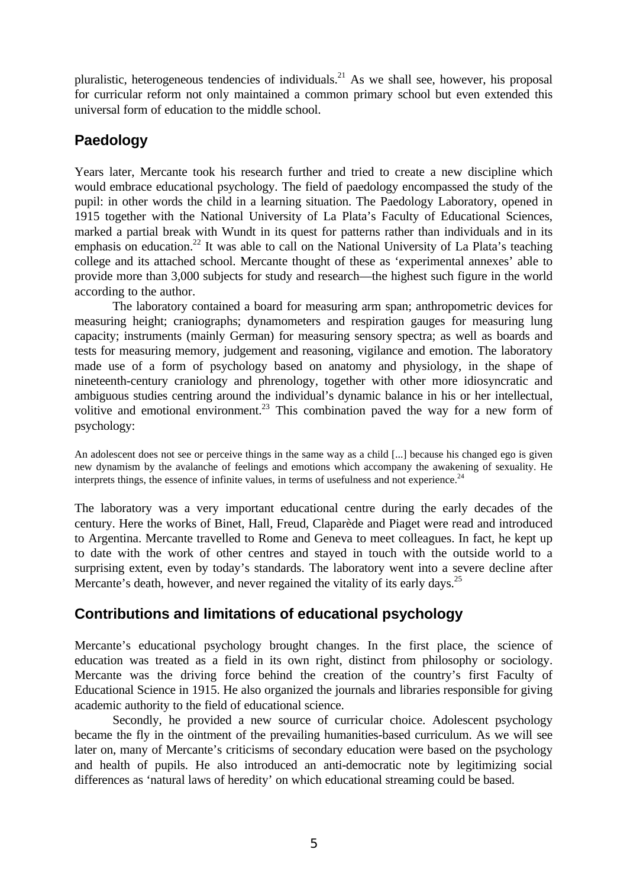pluralistic, heterogeneous tendencies of individuals.[21] As we shall see, however, his proposal for curricular reform not only maintained a common primary school but even extended this universal form of education to the middle school.

## Paedology

Years later, Mercante took his research further and tried to create a new discipline which would embrace educational psychology. The field of paedology encompassed the study of the pupil: in other words the child in a learning situation. The Paedology Laboratory, opened in 1915 together with the National University of La Plata's Faculty of Educational Sciences, marked a partial break with Wundt in its quest for patterns rather than individuals and in its emphasis on education.[22] It was able to call on the National University of La Plata's teaching college and its attached school. Mercante thought of these as 'experimental annexes' able to provide more than 3,000 subjects for study and research—the highest such figure in the world according to the author.

The laboratory contained a board for measuring arm span; anthropometric devices for measuring height; craniographs; dynamometers and respiration gauges for measuring lung capacity; instruments (mainly German) for measuring sensory spectra; as well as boards and tests for measuring memory, judgement and reasoning, vigilance and emotion. The laboratory made use of a form of psychology based on anatomy and physiology, in the shape of nineteenth-century craniology and phrenology, together with other more idiosyncratic and ambiguous studies centring around the individual's dynamic balance in his or her intellectual, volitive and emotional environment.[23] This combination paved the way for a new form of psychology:

> An adolescent does not see or perceive things in the same way as a child [...] because his changed ego is given new dynamism by the avalanche of feelings and emotions which accompany the awakening of sexuality. He interprets things, the essence of infinite values, in terms of usefulness and not experience.[24]

The laboratory was a very important educational centre during the early decades of the century. Here the works of Binet, Hall, Freud, Claparède and Piaget were read and introduced to Argentina. Mercante travelled to Rome and Geneva to meet colleagues. In fact, he kept up to date with the work of other centres and stayed in touch with the outside world to a surprising extent, even by today's standards. The laboratory went into a severe decline after Mercante's death, however, and never regained the vitality of its early days.[25]

## Contributions and limitations of educational psychology

Mercante's educational psychology brought changes. In the first place, the science of education was treated as a field in its own right, distinct from philosophy or sociology. Mercante was the driving force behind the creation of the country's first Faculty of Educational Science in 1915. He also organized the journals and libraries responsible for giving academic authority to the field of educational science.

Secondly, he provided a new source of curricular choice. Adolescent psychology became the fly in the ointment of the prevailing humanities-based curriculum. As we will see later on, many of Mercante's criticisms of secondary education were based on the psychology and health of pupils. He also introduced an anti-democratic note by legitimizing social differences as 'natural laws of heredity' on which educational streaming could be based.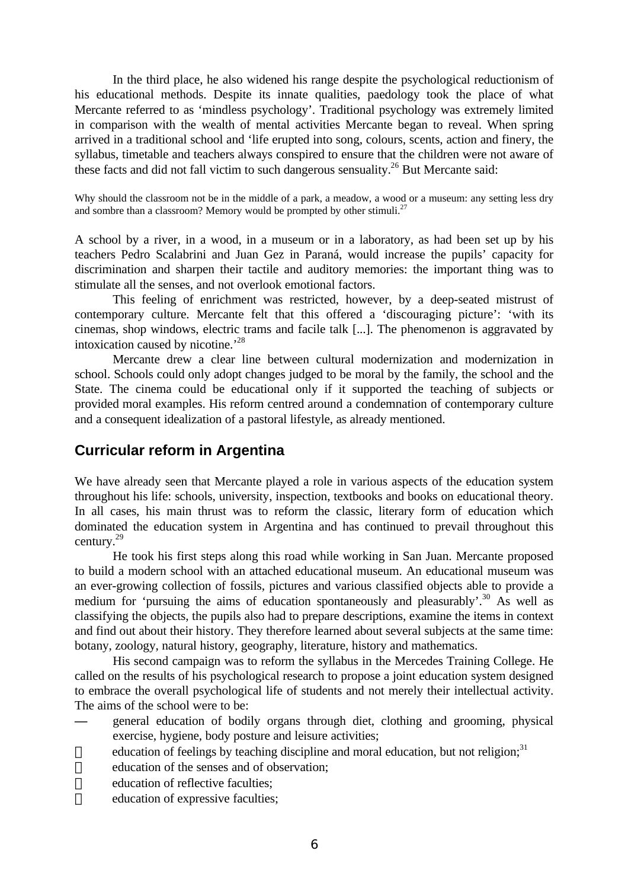In the third place, he also widened his range despite the psychological reductionism of his educational methods. Despite its innate qualities, paedology took the place of what Mercante referred to as 'mindless psychology'. Traditional psychology was extremely limited in comparison with the wealth of mental activities Mercante began to reveal. When spring arrived in a traditional school and 'life erupted into song, colours, scents, action and finery, the syllabus, timetable and teachers always conspired to ensure that the children were not aware of these facts and did not fall victim to such dangerous sensuality.[26] But Mercante said:

> Why should the classroom not be in the middle of a park, a meadow, a wood or a museum: any setting less dry and sombre than a classroom? Memory would be prompted by other stimuli.[27]

A school by a river, in a wood, in a museum or in a laboratory, as had been set up by his teachers Pedro Scalabrini and Juan Gez in Paraná, would increase the pupils' capacity for discrimination and sharpen their tactile and auditory memories: the important thing was to stimulate all the senses, and not overlook emotional factors.

This feeling of enrichment was restricted, however, by a deep-seated mistrust of contemporary culture. Mercante felt that this offered a 'discouraging picture': 'with its cinemas, shop windows, electric trams and facile talk [...]. The phenomenon is aggravated by intoxication caused by nicotine.'[28]

Mercante drew a clear line between cultural modernization and modernization in school. Schools could only adopt changes judged to be moral by the family, the school and the State. The cinema could be educational only if it supported the teaching of subjects or provided moral examples. His reform centred around a condemnation of contemporary culture and a consequent idealization of a pastoral lifestyle, as already mentioned.

## Curricular reform in Argentina

We have already seen that Mercante played a role in various aspects of the education system throughout his life: schools, university, inspection, textbooks and books on educational theory. In all cases, his main thrust was to reform the classic, literary form of education which dominated the education system in Argentina and has continued to prevail throughout this century.[29]

He took his first steps along this road while working in San Juan. Mercante proposed to build a modern school with an attached educational museum. An educational museum was an ever-growing collection of fossils, pictures and various classified objects able to provide a medium for 'pursuing the aims of education spontaneously and pleasurably'.[30] As well as classifying the objects, the pupils also had to prepare descriptions, examine the items in context and find out about their history. They therefore learned about several subjects at the same time: botany, zoology, natural history, geography, literature, history and mathematics.

His second campaign was to reform the syllabus in the Mercedes Training College. He called on the results of his psychological research to propose a joint education system designed to embrace the overall psychological life of students and not merely their intellectual activity. The aims of the school were to be:

- general education of bodily organs through diet, clothing and grooming, physical exercise, hygiene, body posture and leisure activities;
- education of feelings by teaching discipline and moral education, but not religion;[31]
- education of the senses and of observation;
- education of reflective faculties;
- education of expressive faculties;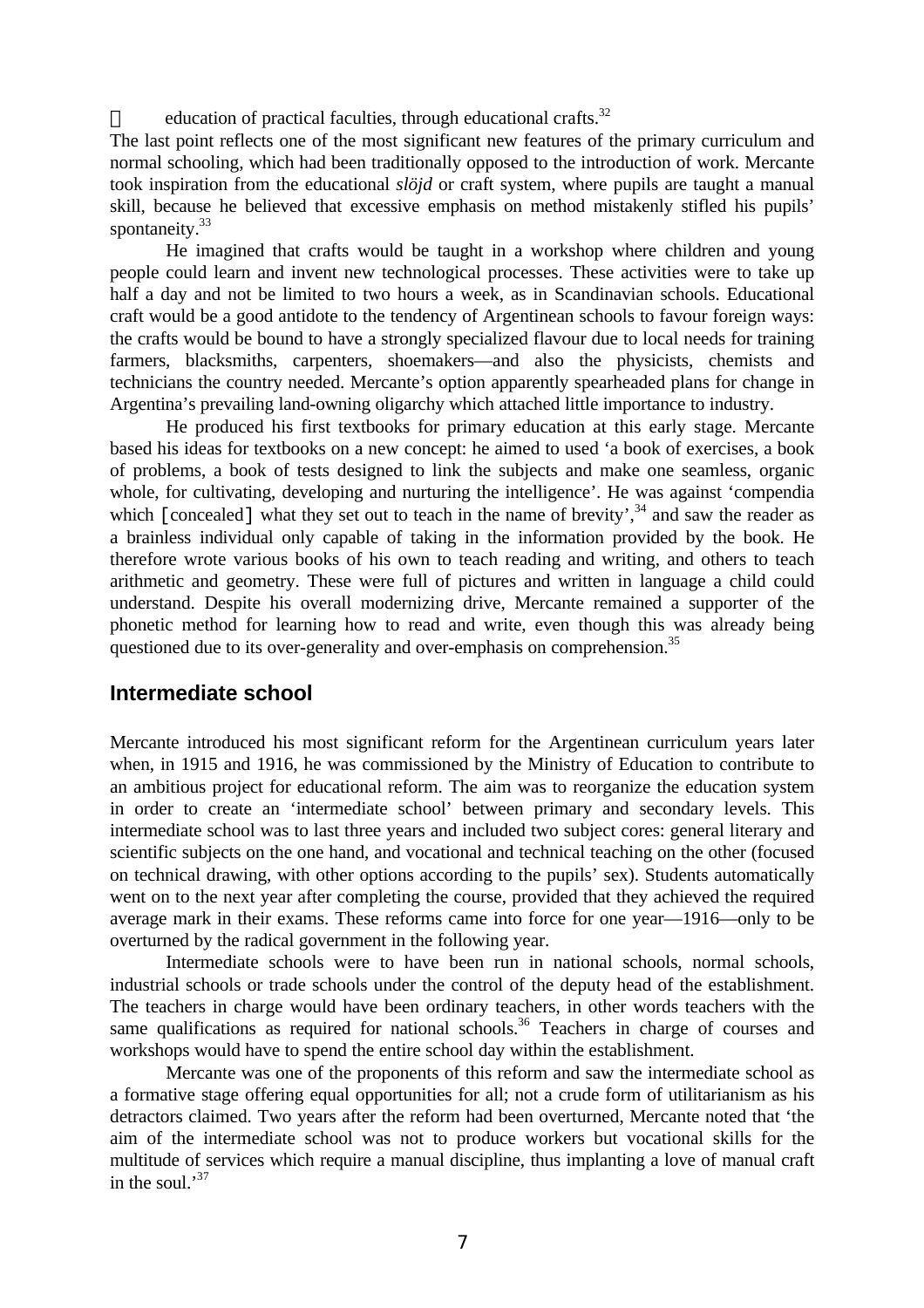- education of practical faculties, through educational crafts.[32]

The last point reflects one of the most significant new features of the primary curriculum and normal schooling, which had been traditionally opposed to the introduction of work. Mercante took inspiration from the educational *slöjd* or craft system, where pupils are taught a manual skill, because he believed that excessive emphasis on method mistakenly stifled his pupils' spontaneity.[33]

He imagined that crafts would be taught in a workshop where children and young people could learn and invent new technological processes. These activities were to take up half a day and not be limited to two hours a week, as in Scandinavian schools. Educational craft would be a good antidote to the tendency of Argentinean schools to favour foreign ways: the crafts would be bound to have a strongly specialized flavour due to local needs for training farmers, blacksmiths, carpenters, shoemakers—and also the physicists, chemists and technicians the country needed. Mercante's option apparently spearheaded plans for change in Argentina's prevailing land-owning oligarchy which attached little importance to industry.

He produced his first textbooks for primary education at this early stage. Mercante based his ideas for textbooks on a new concept: he aimed to used 'a book of exercises, a book of problems, a book of tests designed to link the subjects and make one seamless, organic whole, for cultivating, developing and nurturing the intelligence'. He was against 'compendia which [concealed] what they set out to teach in the name of brevity',[34] and saw the reader as a brainless individual only capable of taking in the information provided by the book. He therefore wrote various books of his own to teach reading and writing, and others to teach arithmetic and geometry. These were full of pictures and written in language a child could understand. Despite his overall modernizing drive, Mercante remained a supporter of the phonetic method for learning how to read and write, even though this was already being questioned due to its over-generality and over-emphasis on comprehension.[35]

## Intermediate school

Mercante introduced his most significant reform for the Argentinean curriculum years later when, in 1915 and 1916, he was commissioned by the Ministry of Education to contribute to an ambitious project for educational reform. The aim was to reorganize the education system in order to create an 'intermediate school' between primary and secondary levels. This intermediate school was to last three years and included two subject cores: general literary and scientific subjects on the one hand, and vocational and technical teaching on the other (focused on technical drawing, with other options according to the pupils' sex). Students automatically went on to the next year after completing the course, provided that they achieved the required average mark in their exams. These reforms came into force for one year—1916—only to be overturned by the radical government in the following year.

Intermediate schools were to have been run in national schools, normal schools, industrial schools or trade schools under the control of the deputy head of the establishment. The teachers in charge would have been ordinary teachers, in other words teachers with the same qualifications as required for national schools.[36] Teachers in charge of courses and workshops would have to spend the entire school day within the establishment.

Mercante was one of the proponents of this reform and saw the intermediate school as a formative stage offering equal opportunities for all; not a crude form of utilitarianism as his detractors claimed. Two years after the reform had been overturned, Mercante noted that 'the aim of the intermediate school was not to produce workers but vocational skills for the multitude of services which require a manual discipline, thus implanting a love of manual craft in the soul.'[37]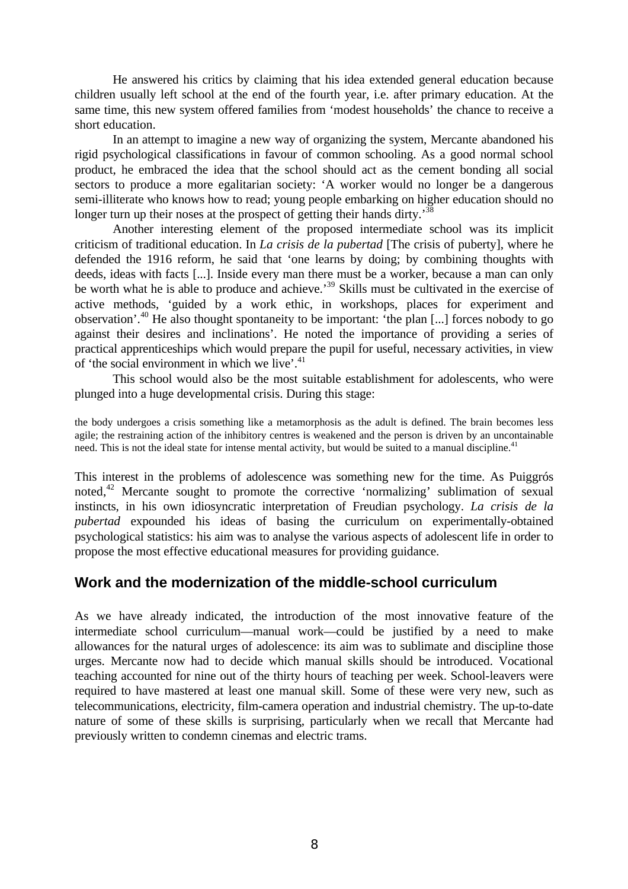He answered his critics by claiming that his idea extended general education because children usually left school at the end of the fourth year, i.e. after primary education. At the same time, this new system offered families from 'modest households' the chance to receive a short education.

In an attempt to imagine a new way of organizing the system, Mercante abandoned his rigid psychological classifications in favour of common schooling. As a good normal school product, he embraced the idea that the school should act as the cement bonding all social sectors to produce a more egalitarian society: 'A worker would no longer be a dangerous semi-illiterate who knows how to read; young people embarking on higher education should no longer turn up their noses at the prospect of getting their hands dirty.'[38]

Another interesting element of the proposed intermediate school was its implicit criticism of traditional education. In *La crisis de la pubertad* [The crisis of puberty], where he defended the 1916 reform, he said that 'one learns by doing; by combining thoughts with deeds, ideas with facts [...]. Inside every man there must be a worker, because a man can only be worth what he is able to produce and achieve.'[39] Skills must be cultivated in the exercise of active methods, 'guided by a work ethic, in workshops, places for experiment and observation'.[40] He also thought spontaneity to be important: 'the plan [...] forces nobody to go against their desires and inclinations'. He noted the importance of providing a series of practical apprenticeships which would prepare the pupil for useful, necessary activities, in view of 'the social environment in which we live'.[41]

This school would also be the most suitable establishment for adolescents, who were plunged into a huge developmental crisis. During this stage:

> the body undergoes a crisis something like a metamorphosis as the adult is defined. The brain becomes less agile; the restraining action of the inhibitory centres is weakened and the person is driven by an uncontainable need. This is not the ideal state for intense mental activity, but would be suited to a manual discipline.[41]

This interest in the problems of adolescence was something new for the time. As Puiggrós noted,[42] Mercante sought to promote the corrective 'normalizing' sublimation of sexual instincts, in his own idiosyncratic interpretation of Freudian psychology. *La crisis de la pubertad* expounded his ideas of basing the curriculum on experimentally-obtained psychological statistics: his aim was to analyse the various aspects of adolescent life in order to propose the most effective educational measures for providing guidance.

## Work and the modernization of the middle-school curriculum

As we have already indicated, the introduction of the most innovative feature of the intermediate school curriculum—manual work—could be justified by a need to make allowances for the natural urges of adolescence: its aim was to sublimate and discipline those urges. Mercante now had to decide which manual skills should be introduced. Vocational teaching accounted for nine out of the thirty hours of teaching per week. School-leavers were required to have mastered at least one manual skill. Some of these were very new, such as telecommunications, electricity, film-camera operation and industrial chemistry. The up-to-date nature of some of these skills is surprising, particularly when we recall that Mercante had previously written to condemn cinemas and electric trams.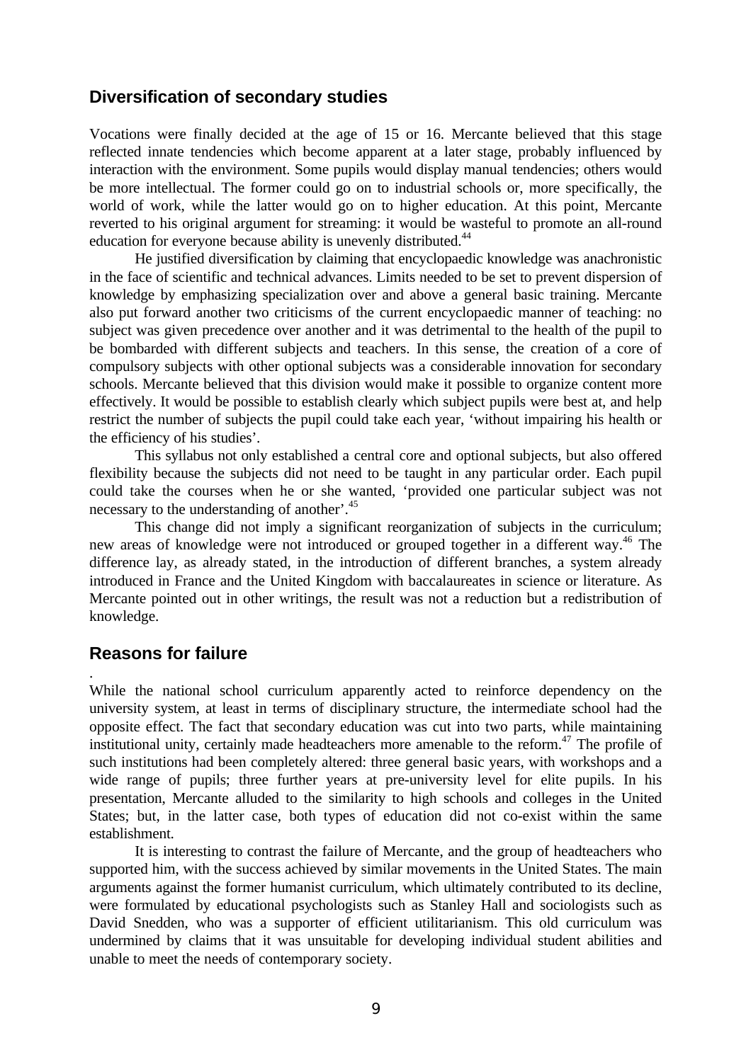## Diversification of secondary studies

Vocations were finally decided at the age of 15 or 16. Mercante believed that this stage reflected innate tendencies which become apparent at a later stage, probably influenced by interaction with the environment. Some pupils would display manual tendencies; others would be more intellectual. The former could go on to industrial schools or, more specifically, the world of work, while the latter would go on to higher education. At this point, Mercante reverted to his original argument for streaming: it would be wasteful to promote an all-round education for everyone because ability is unevenly distributed.[44]

He justified diversification by claiming that encyclopaedic knowledge was anachronistic in the face of scientific and technical advances. Limits needed to be set to prevent dispersion of knowledge by emphasizing specialization over and above a general basic training. Mercante also put forward another two criticisms of the current encyclopaedic manner of teaching: no subject was given precedence over another and it was detrimental to the health of the pupil to be bombarded with different subjects and teachers. In this sense, the creation of a core of compulsory subjects with other optional subjects was a considerable innovation for secondary schools. Mercante believed that this division would make it possible to organize content more effectively. It would be possible to establish clearly which subject pupils were best at, and help restrict the number of subjects the pupil could take each year, 'without impairing his health or the efficiency of his studies'.

This syllabus not only established a central core and optional subjects, but also offered flexibility because the subjects did not need to be taught in any particular order. Each pupil could take the courses when he or she wanted, 'provided one particular subject was not necessary to the understanding of another'.[45]

This change did not imply a significant reorganization of subjects in the curriculum; new areas of knowledge were not introduced or grouped together in a different way.[46] The difference lay, as already stated, in the introduction of different branches, a system already introduced in France and the United Kingdom with baccalaureates in science or literature. As Mercante pointed out in other writings, the result was not a reduction but a redistribution of knowledge.

## Reasons for failure

While the national school curriculum apparently acted to reinforce dependency on the university system, at least in terms of disciplinary structure, the intermediate school had the opposite effect. The fact that secondary education was cut into two parts, while maintaining institutional unity, certainly made headteachers more amenable to the reform.[47] The profile of such institutions had been completely altered: three general basic years, with workshops and a wide range of pupils; three further years at pre-university level for elite pupils. In his presentation, Mercante alluded to the similarity to high schools and colleges in the United States; but, in the latter case, both types of education did not co-exist within the same establishment.

It is interesting to contrast the failure of Mercante, and the group of headteachers who supported him, with the success achieved by similar movements in the United States. The main arguments against the former humanist curriculum, which ultimately contributed to its decline, were formulated by educational psychologists such as Stanley Hall and sociologists such as David Snedden, who was a supporter of efficient utilitarianism. This old curriculum was undermined by claims that it was unsuitable for developing individual student abilities and unable to meet the needs of contemporary society.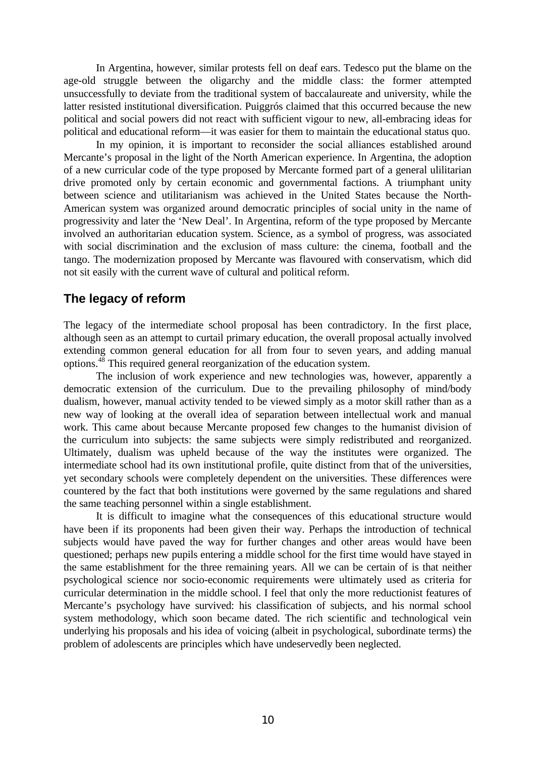In Argentina, however, similar protests fell on deaf ears. Tedesco put the blame on the age-old struggle between the oligarchy and the middle class: the former attempted unsuccessfully to deviate from the traditional system of baccalaureate and university, while the latter resisted institutional diversification. Puiggrós claimed that this occurred because the new political and social powers did not react with sufficient vigour to new, all-embracing ideas for political and educational reform—it was easier for them to maintain the educational status quo.

In my opinion, it is important to reconsider the social alliances established around Mercante's proposal in the light of the North American experience. In Argentina, the adoption of a new curricular code of the type proposed by Mercante formed part of a general ulilitarian drive promoted only by certain economic and governmental factions. A triumphant unity between science and utilitarianism was achieved in the United States because the North-American system was organized around democratic principles of social unity in the name of progressivity and later the 'New Deal'. In Argentina, reform of the type proposed by Mercante involved an authoritarian education system. Science, as a symbol of progress, was associated with social discrimination and the exclusion of mass culture: the cinema, football and the tango. The modernization proposed by Mercante was flavoured with conservatism, which did not sit easily with the current wave of cultural and political reform.

## The legacy of reform

The legacy of the intermediate school proposal has been contradictory. In the first place, although seen as an attempt to curtail primary education, the overall proposal actually involved extending common general education for all from four to seven years, and adding manual options.[48] This required general reorganization of the education system.

The inclusion of work experience and new technologies was, however, apparently a democratic extension of the curriculum. Due to the prevailing philosophy of mind/body dualism, however, manual activity tended to be viewed simply as a motor skill rather than as a new way of looking at the overall idea of separation between intellectual work and manual work. This came about because Mercante proposed few changes to the humanist division of the curriculum into subjects: the same subjects were simply redistributed and reorganized. Ultimately, dualism was upheld because of the way the institutes were organized. The intermediate school had its own institutional profile, quite distinct from that of the universities, yet secondary schools were completely dependent on the universities. These differences were countered by the fact that both institutions were governed by the same regulations and shared the same teaching personnel within a single establishment.

It is difficult to imagine what the consequences of this educational structure would have been if its proponents had been given their way. Perhaps the introduction of technical subjects would have paved the way for further changes and other areas would have been questioned; perhaps new pupils entering a middle school for the first time would have stayed in the same establishment for the three remaining years. All we can be certain of is that neither psychological science nor socio-economic requirements were ultimately used as criteria for curricular determination in the middle school. I feel that only the more reductionist features of Mercante's psychology have survived: his classification of subjects, and his normal school system methodology, which soon became dated. The rich scientific and technological vein underlying his proposals and his idea of voicing (albeit in psychological, subordinate terms) the problem of adolescents are principles which have undeservedly been neglected.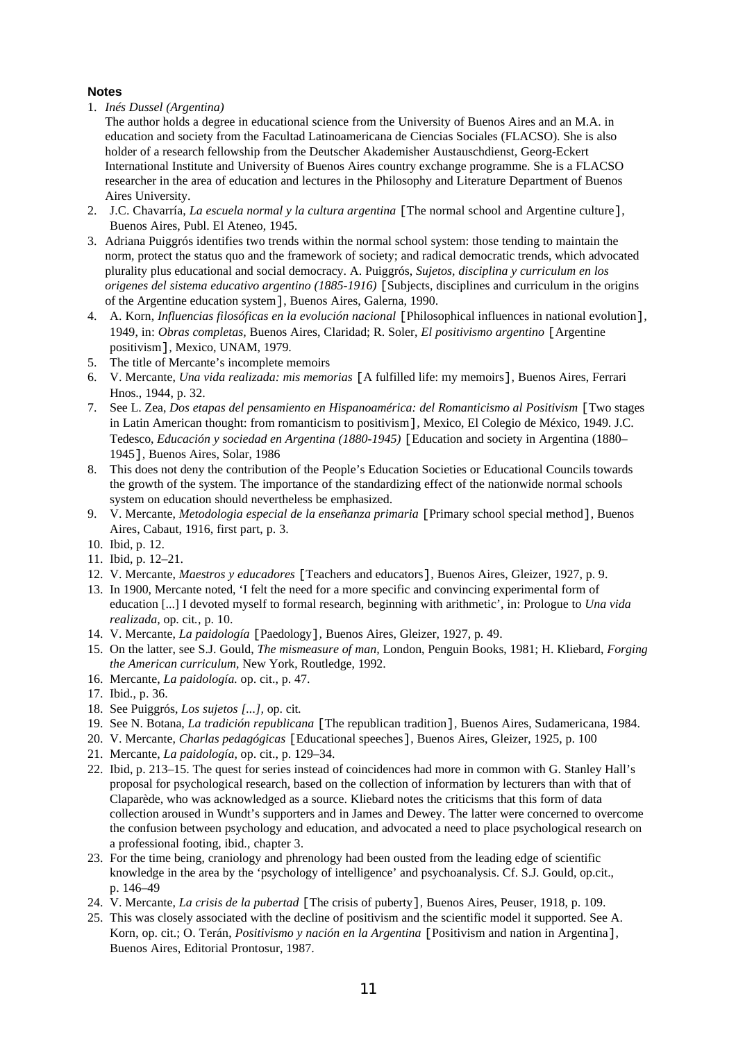**Notes**

1. *Inés Dussel (Argentina)*

   The author holds a degree in educational science from the University of Buenos Aires and an M.A. in education and society from the Facultad Latinoamericana de Ciencias Sociales (FLACSO). She is also holder of a research fellowship from the Deutscher Akademisher Austauschdienst, Georg-Eckert International Institute and University of Buenos Aires country exchange programme. She is a FLACSO researcher in the area of education and lectures in the Philosophy and Literature Department of Buenos Aires University.
2. J.C. Chavarría, *La escuela normal y la cultura argentina* [The normal school and Argentine culture], Buenos Aires, Publ. El Ateneo, 1945.
3. Adriana Puiggrós identifies two trends within the normal school system: those tending to maintain the norm, protect the status quo and the framework of society; and radical democratic trends, which advocated plurality plus educational and social democracy. A. Puiggrós, *Sujetos, disciplina y curriculum en los origenes del sistema educativo argentino (1885-1916)* [Subjects, disciplines and curriculum in the origins of the Argentine education system], Buenos Aires, Galerna, 1990.
4. A. Korn, *Influencias filosóficas en la evolución nacional* [Philosophical influences in national evolution], 1949, in: *Obras completas*, Buenos Aires, Claridad; R. Soler, *El positivismo argentino* [Argentine positivism], Mexico, UNAM, 1979.
5. The title of Mercante's incomplete memoirs
6. V. Mercante, *Una vida realizada: mis memorias* [A fulfilled life: my memoirs], Buenos Aires, Ferrari Hnos., 1944, p. 32.
7. See L. Zea, *Dos etapas del pensamiento en Hispanoamérica: del Romanticismo al Positivism* [Two stages in Latin American thought: from romanticism to positivism], Mexico, El Colegio de México, 1949. J.C. Tedesco, *Educación y sociedad en Argentina (1880-1945)* [Education and society in Argentina (1880–1945], Buenos Aires, Solar, 1986
8. This does not deny the contribution of the People's Education Societies or Educational Councils towards the growth of the system. The importance of the standardizing effect of the nationwide normal schools system on education should nevertheless be emphasized.
9. V. Mercante, *Metodologia especial de la enseñanza primaria* [Primary school special method], Buenos Aires, Cabaut, 1916, first part, p. 3.
10. Ibid, p. 12.
11. Ibid, p. 12–21.
12. V. Mercante, *Maestros y educadores* [Teachers and educators], Buenos Aires, Gleizer, 1927, p. 9.
13. In 1900, Mercante noted, 'I felt the need for a more specific and convincing experimental form of education [...] I devoted myself to formal research, beginning with arithmetic', in: Prologue to *Una vida realizada*, op. cit., p. 10.
14. V. Mercante, *La paidología* [Paedology], Buenos Aires, Gleizer, 1927, p. 49.
15. On the latter, see S.J. Gould, *The mismeasure of man*, London, Penguin Books, 1981; H. Kliebard, *Forging the American curriculum*, New York, Routledge, 1992.
16. Mercante, *La paidología.* op. cit., p. 47.
17. Ibid., p. 36.
18. See Puiggrós, *Los sujetos [...]*, op. cit.
19. See N. Botana, *La tradición republicana* [The republican tradition], Buenos Aires, Sudamericana, 1984.
20. V. Mercante, *Charlas pedagógicas* [Educational speeches], Buenos Aires, Gleizer, 1925, p. 100
21. Mercante, *La paidología*, op. cit., p. 129–34.
22. Ibid, p. 213–15. The quest for series instead of coincidences had more in common with G. Stanley Hall's proposal for psychological research, based on the collection of information by lecturers than with that of Claparède, who was acknowledged as a source. Kliebard notes the criticisms that this form of data collection aroused in Wundt's supporters and in James and Dewey. The latter were concerned to overcome the confusion between psychology and education, and advocated a need to place psychological research on a professional footing, ibid., chapter 3.
23. For the time being, craniology and phrenology had been ousted from the leading edge of scientific knowledge in the area by the 'psychology of intelligence' and psychoanalysis. Cf. S.J. Gould, op.cit., p. 146–49
24. V. Mercante, *La crisis de la pubertad* [The crisis of puberty], Buenos Aires, Peuser, 1918, p. 109.
25. This was closely associated with the decline of positivism and the scientific model it supported. See A. Korn, op. cit.; O. Terán, *Positivismo y nación en la Argentina* [Positivism and nation in Argentina], Buenos Aires, Editorial Prontosur, 1987.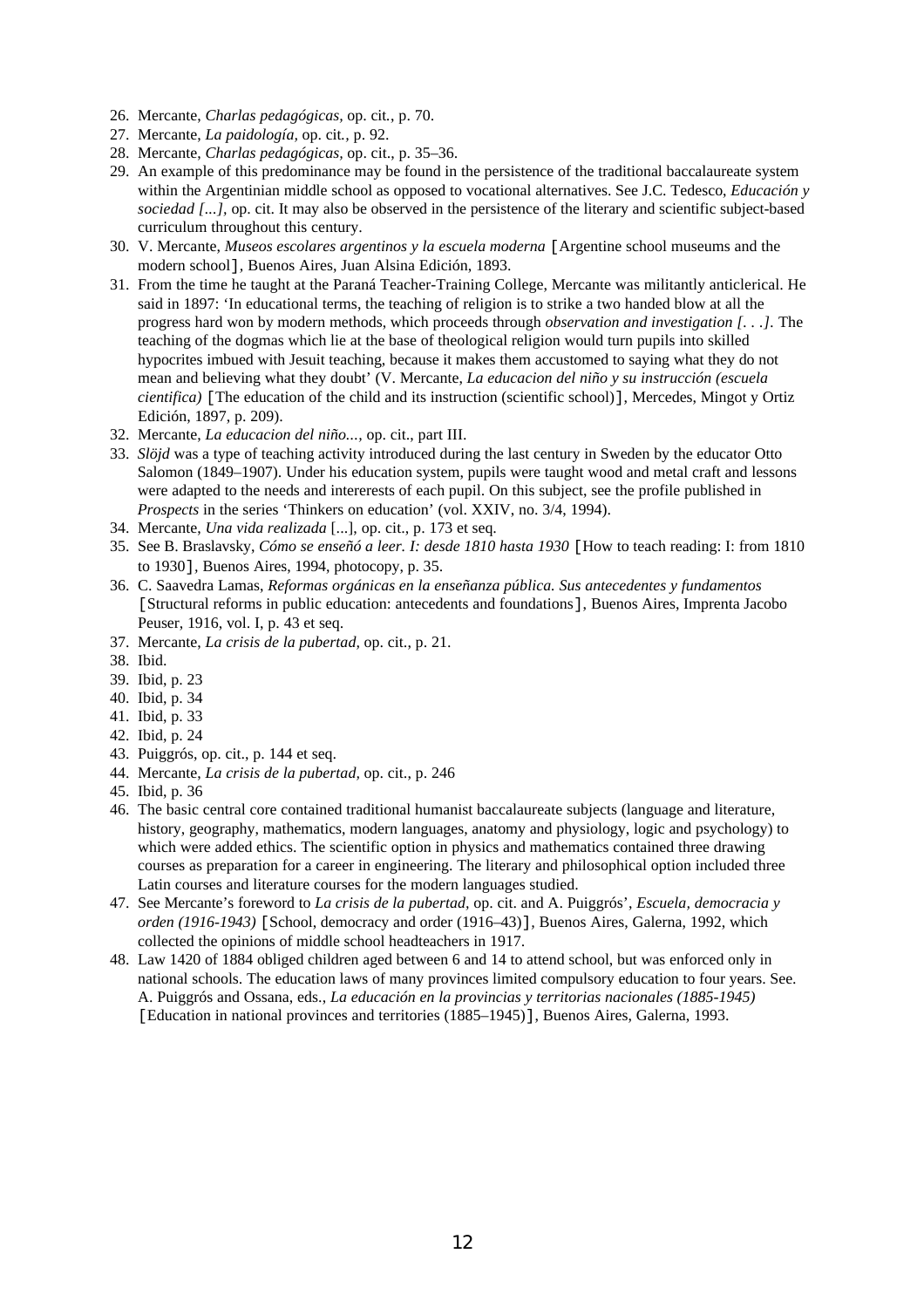26. Mercante, *Charlas pedagógicas,* op. cit*.*, p. 70.
27. Mercante, *La paidología,* op. cit*.*, p. 92.
28. Mercante, *Charlas pedagógicas,* op. cit., p. 35–36.
29. An example of this predominance may be found in the persistence of the traditional baccalaureate system within the Argentinian middle school as opposed to vocational alternatives. See J.C. Tedesco, *Educación y sociedad [...]*, op. cit. It may also be observed in the persistence of the literary and scientific subject-based curriculum throughout this century.
30. V. Mercante, *Museos escolares argentinos y la escuela moderna* [Argentine school museums and the modern school], Buenos Aires, Juan Alsina Edición, 1893.
31. From the time he taught at the Paraná Teacher-Training College, Mercante was militantly anticlerical. He said in 1897: 'In educational terms, the teaching of religion is to strike a two handed blow at all the progress hard won by modern methods, which proceeds through *observation and investigation [. . .]*. The teaching of the dogmas which lie at the base of theological religion would turn pupils into skilled hypocrites imbued with Jesuit teaching, because it makes them accustomed to saying what they do not mean and believing what they doubt' (V. Mercante*, La educacion del niño y su instrucción (escuela cientifica)* [The education of the child and its instruction (scientific school)], Mercedes, Mingot y Ortiz Edición, 1897, p. 209).
32. Mercante, *La educacion del niño...*, op. cit., part III.
33. *Slöjd* was a type of teaching activity introduced during the last century in Sweden by the educator Otto Salomon (1849–1907). Under his education system, pupils were taught wood and metal craft and lessons were adapted to the needs and intererests of each pupil. On this subject, see the profile published in *Prospects* in the series 'Thinkers on education' (vol. XXIV, no. 3/4, 1994).
34. Mercante, *Una vida realizada* [...], op. cit., p. 173 et seq.
35. See B. Braslavsky, *Cómo se enseñó a leer. I: desde 1810 hasta 1930* [How to teach reading: I: from 1810 to 1930], Buenos Aires, 1994, photocopy, p. 35.
36. C. Saavedra Lamas, *Reformas orgánicas en la enseñanza pública. Sus antecedentes y fundamentos* [Structural reforms in public education: antecedents and foundations], Buenos Aires, Imprenta Jacobo Peuser, 1916, vol. I, p. 43 et seq.
37. Mercante, *La crisis de la pubertad*, op. cit., p. 21.
38. Ibid.
39. Ibid, p. 23
40. Ibid, p. 34
41. Ibid, p. 33
42. Ibid, p. 24
43. Puiggrós, op. cit., p. 144 et seq.
44. Mercante, *La crisis de la pubertad,* op. cit., p. 246
45. Ibid, p. 36
46. The basic central core contained traditional humanist baccalaureate subjects (language and literature, history, geography, mathematics, modern languages, anatomy and physiology, logic and psychology) to which were added ethics. The scientific option in physics and mathematics contained three drawing courses as preparation for a career in engineering. The literary and philosophical option included three Latin courses and literature courses for the modern languages studied.
47. See Mercante's foreword to *La crisis de la pubertad*, op. cit. and A. Puiggrós', *Escuela, democracia y orden (1916-1943)* [School, democracy and order (1916–43)], Buenos Aires, Galerna, 1992, which collected the opinions of middle school headteachers in 1917.
48. Law 1420 of 1884 obliged children aged between 6 and 14 to attend school, but was enforced only in national schools. The education laws of many provinces limited compulsory education to four years. See. A. Puiggrós and Ossana, eds., *La educación en la provincias y territorias nacionales (1885-1945)* [Education in national provinces and territories (1885–1945)], Buenos Aires, Galerna, 1993.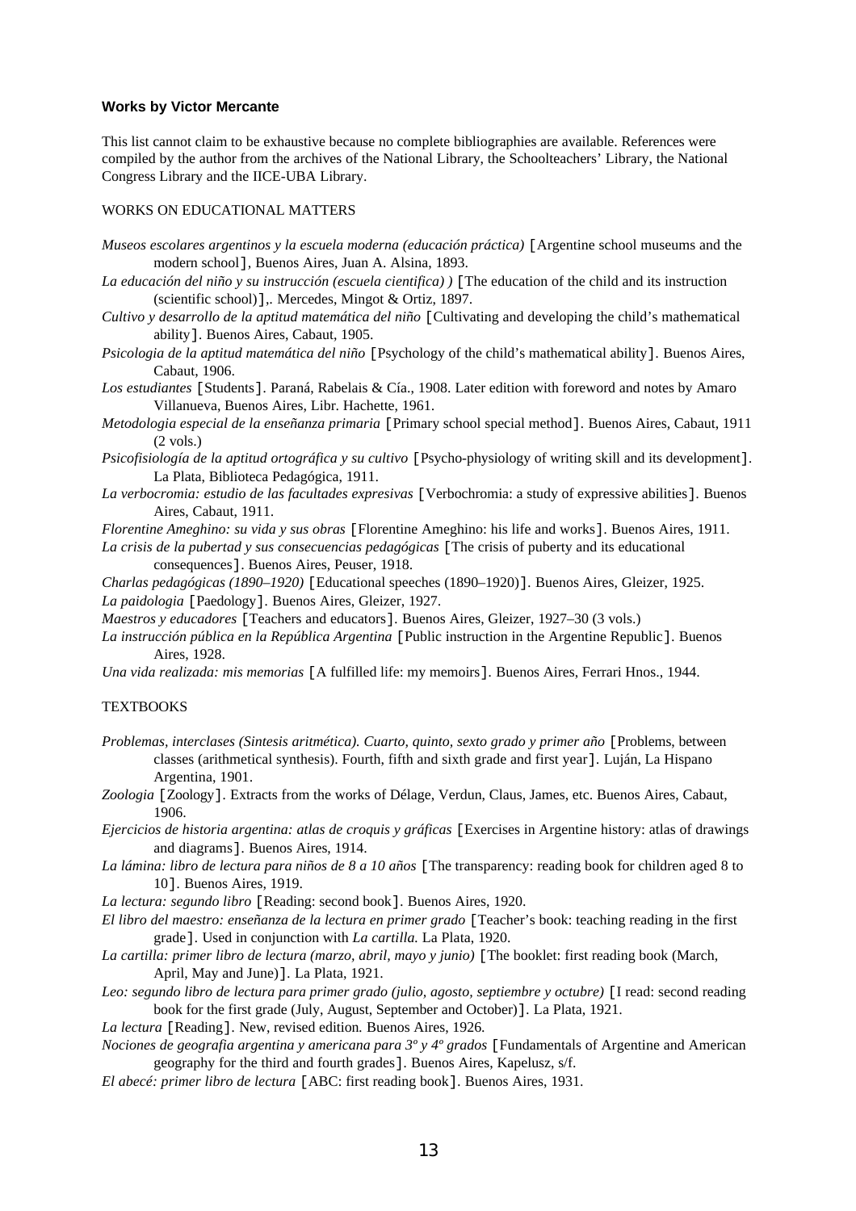**Works by Victor Mercante**

This list cannot claim to be exhaustive because no complete bibliographies are available. References were compiled by the author from the archives of the National Library, the Schoolteachers' Library, the National Congress Library and the IICE-UBA Library.

WORKS ON EDUCATIONAL MATTERS

*Museos escolares argentinos y la escuela moderna (educación práctica)* [Argentine school museums and the modern school], Buenos Aires, Juan A. Alsina, 1893.

*La educación del niño y su instrucción (escuela cientifica) )* [The education of the child and its instruction (scientific school)],. Mercedes, Mingot & Ortiz, 1897.

*Cultivo y desarrollo de la aptitud matemática del niño* [Cultivating and developing the child's mathematical ability]. Buenos Aires, Cabaut, 1905.

*Psicologia de la aptitud matemática del niño* [Psychology of the child's mathematical ability]. Buenos Aires, Cabaut, 1906.

*Los estudiantes* [Students]. Paraná, Rabelais & Cía., 1908. Later edition with foreword and notes by Amaro Villanueva, Buenos Aires, Libr. Hachette, 1961.

*Metodologia especial de la enseñanza primaria* [Primary school special method]. Buenos Aires, Cabaut, 1911 (2 vols.)

*Psicofisiología de la aptitud ortográfica y su cultivo* [Psycho-physiology of writing skill and its development]. La Plata, Biblioteca Pedagógica, 1911.

*La verbocromia: estudio de las facultades expresivas* [Verbochromia: a study of expressive abilities]. Buenos Aires, Cabaut, 1911.

*Florentine Ameghino: su vida y sus obras* [Florentine Ameghino: his life and works]. Buenos Aires, 1911.

*La crisis de la pubertad y sus consecuencias pedagógicas* [The crisis of puberty and its educational consequences]. Buenos Aires, Peuser, 1918.

*Charlas pedagógicas (1890–1920)* [Educational speeches (1890–1920)]. Buenos Aires, Gleizer, 1925.

*La paidologia* [Paedology]. Buenos Aires, Gleizer, 1927.

*Maestros y educadores* [Teachers and educators]. Buenos Aires, Gleizer, 1927–30 (3 vols.)

*La instrucción pública en la República Argentina* [Public instruction in the Argentine Republic]. Buenos Aires, 1928.

*Una vida realizada: mis memorias* [A fulfilled life: my memoirs]. Buenos Aires, Ferrari Hnos., 1944.

TEXTBOOKS

*Problemas, interclases (Sintesis aritmética). Cuarto, quinto, sexto grado y primer año* [Problems, between classes (arithmetical synthesis). Fourth, fifth and sixth grade and first year]. Luján, La Hispano Argentina, 1901.

*Zoologia* [Zoology]. Extracts from the works of Délage, Verdun, Claus, James, etc. Buenos Aires, Cabaut, 1906.

*Ejercicios de historia argentina: atlas de croquis y gráficas* [Exercises in Argentine history: atlas of drawings and diagrams]. Buenos Aires, 1914.

*La lámina: libro de lectura para niños de 8 a 10 años* [The transparency: reading book for children aged 8 to 10]. Buenos Aires, 1919.

*La lectura: segundo libro* [Reading: second book]. Buenos Aires, 1920.

*El libro del maestro: enseñanza de la lectura en primer grado* [Teacher's book: teaching reading in the first grade]. Used in conjunction with *La cartilla.* La Plata, 1920.

*La cartilla: primer libro de lectura (marzo, abril, mayo y junio)* [The booklet: first reading book (March, April, May and June)]. La Plata, 1921.

*Leo: segundo libro de lectura para primer grado (julio, agosto, septiembre y octubre)* [I read: second reading book for the first grade (July, August, September and October)]. La Plata, 1921.

*La lectura* [Reading]. New, revised edition*.* Buenos Aires, 1926.

*Nociones de geografia argentina y americana para 3º y 4º grados* [Fundamentals of Argentine and American geography for the third and fourth grades]. Buenos Aires, Kapelusz, s/f.

*El abecé: primer libro de lectura* [ABC: first reading book]. Buenos Aires, 1931.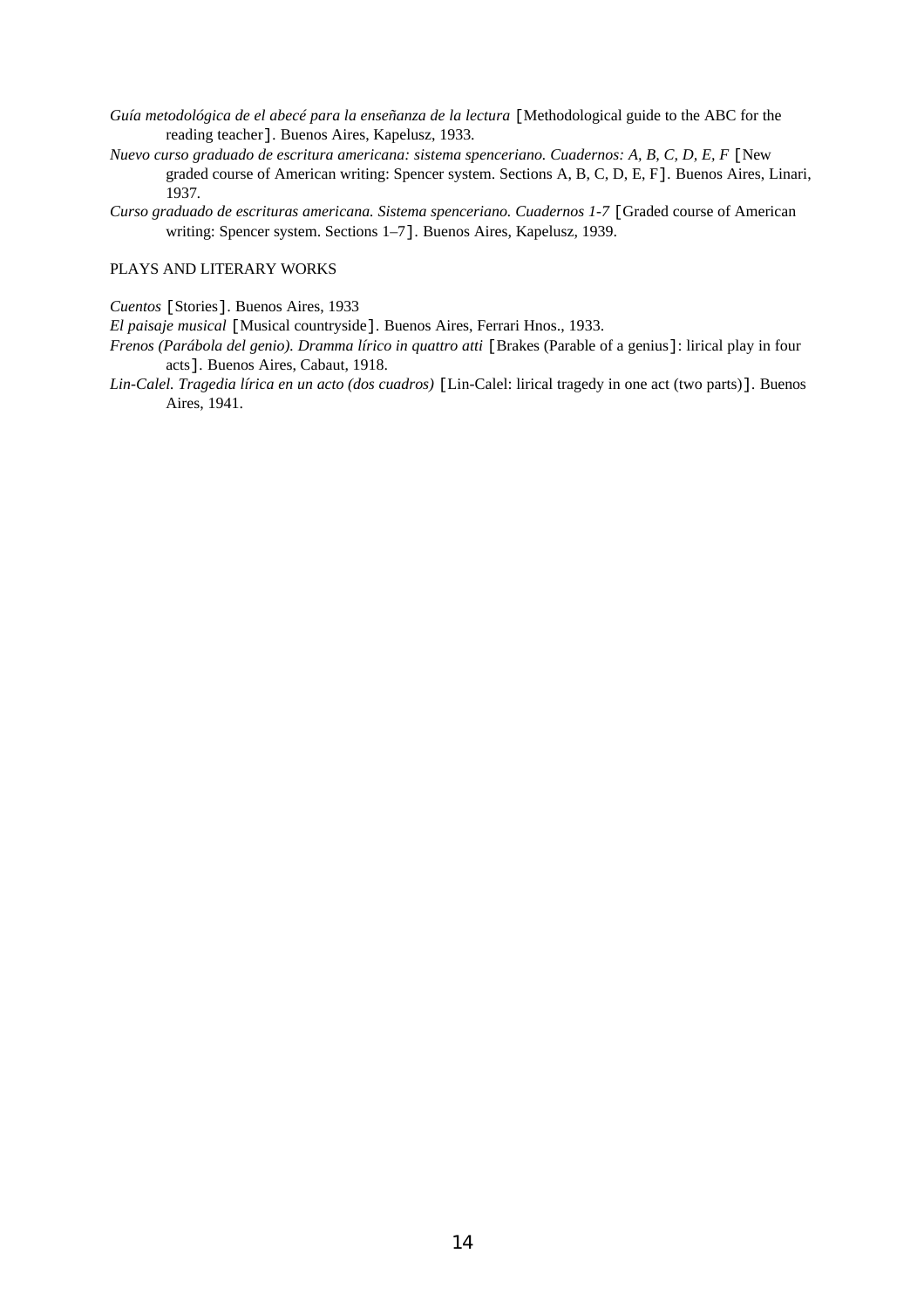*Guía metodológica de el abecé para la enseñanza de la lectura* [Methodological guide to the ABC for the reading teacher]. Buenos Aires, Kapelusz, 1933.

*Nuevo curso graduado de escritura americana: sistema spenceriano. Cuadernos: A, B, C, D, E, F* [New graded course of American writing: Spencer system. Sections A, B, C, D, E, F]. Buenos Aires, Linari, 1937.

*Curso graduado de escrituras americana. Sistema spenceriano. Cuadernos 1-7* [Graded course of American writing: Spencer system. Sections 1–7]. Buenos Aires, Kapelusz, 1939.

PLAYS AND LITERARY WORKS

*Cuentos* [Stories]. Buenos Aires, 1933

*El paisaje musical* [Musical countryside]. Buenos Aires, Ferrari Hnos., 1933.

*Frenos (Parábola del genio). Dramma lírico in quattro atti* [Brakes (Parable of a genius]: lirical play in four acts]. Buenos Aires, Cabaut, 1918.

*Lin-Calel. Tragedia lírica en un acto (dos cuadros)* [Lin-Calel: lirical tragedy in one act (two parts)]. Buenos Aires, 1941.